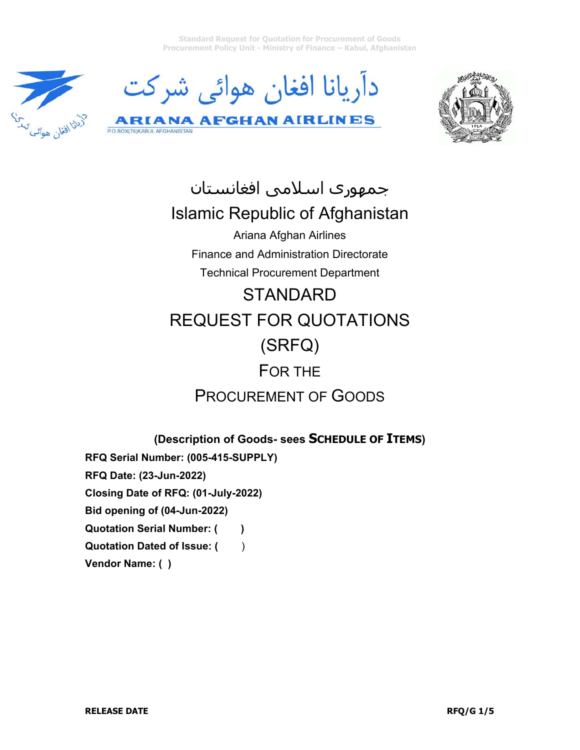دآریانا افغان هوائی شرکت

ARIANA AFGHAN AIRLINES

P.O.BOX(76)KABUL AFGHANISTAN

جمهوری اسلامی افغانستان

# Islamic Republic of Afghanistan

Ariana Afghan Airlines

Finance and Administration Directorate

Technical Procurement Department

# STANDARD REQUEST FOR QUOTATIONS (SRFQ) FOR THE PROCUREMENT OF GOODS

**(Description of Goods- sees SCHEDULE OF ITEMS)**

**RFQ Serial Number: (005-415-SUPPLY)**

**RFQ Date: (23-Jun-2022)**

**Closing Date of RFQ: (01-July-2022)**

**Bid opening of (04-Jun-2022)**

**Quotation Serial Number: ( )**

**Quotation Dated of Issue: (** )

**Vendor Name: ( )**

**RELEASE DATE**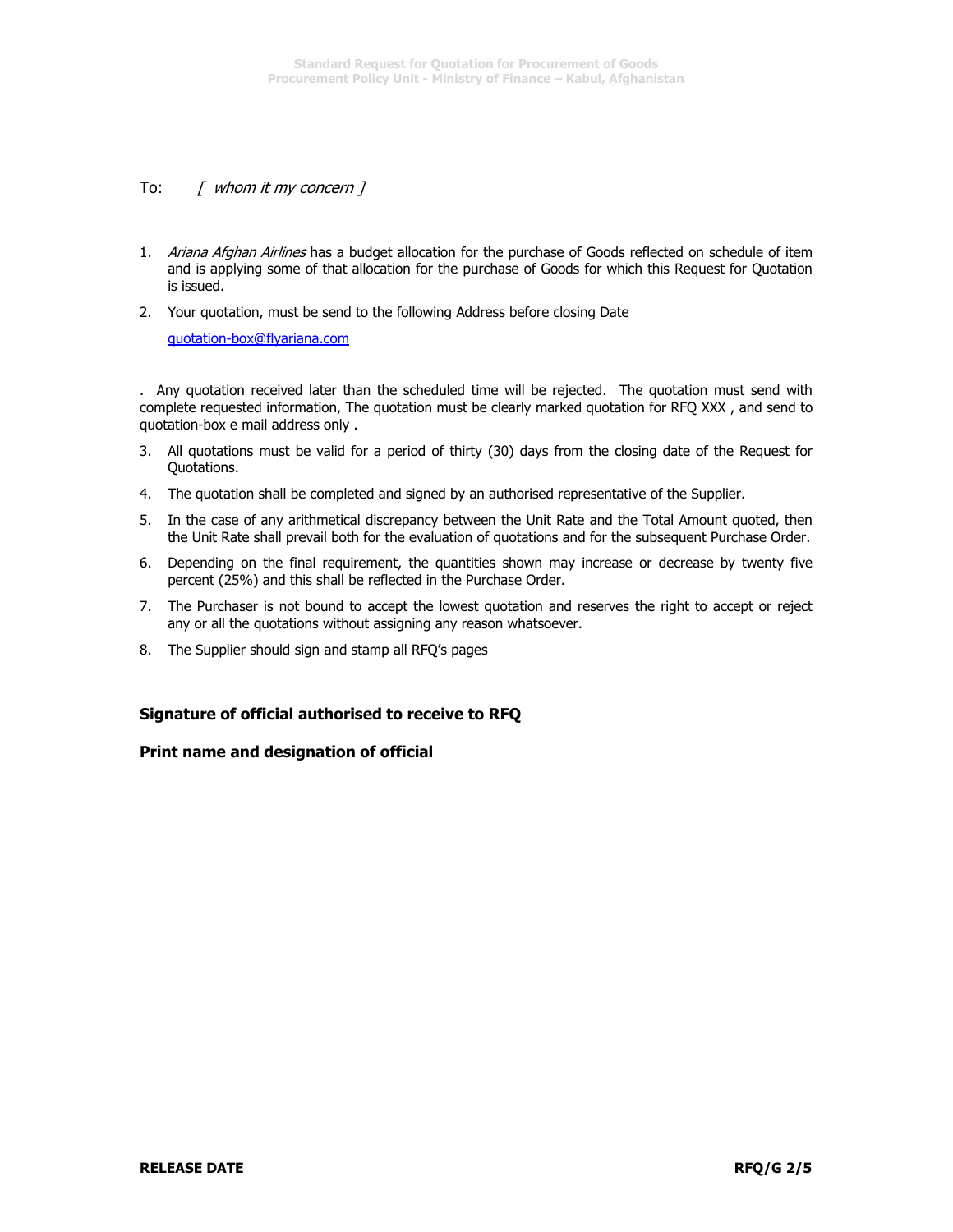To: *[ whom it my concern ]*

1. *Ariana Afghan Airlines* has a budget allocation for the purchase of Goods reflected on schedule of item and is applying some of that allocation for the purchase of Goods for which this Request for Quotation is issued.

2. Your quotation, must be send to the following Address before closing Date

   quotation-box@flyariana.com

. Any quotation received later than the scheduled time will be rejected. The quotation must send with complete requested information, The quotation must be clearly marked quotation for RFQ XXX , and send to quotation-box e mail address only .

3. All quotations must be valid for a period of thirty (30) days from the closing date of the Request for Quotations.

4. The quotation shall be completed and signed by an authorised representative of the Supplier.

5. In the case of any arithmetical discrepancy between the Unit Rate and the Total Amount quoted, then the Unit Rate shall prevail both for the evaluation of quotations and for the subsequent Purchase Order.

6. Depending on the final requirement, the quantities shown may increase or decrease by twenty five percent (25%) and this shall be reflected in the Purchase Order.

7. The Purchaser is not bound to accept the lowest quotation and reserves the right to accept or reject any or all the quotations without assigning any reason whatsoever.

8. The Supplier should sign and stamp all RFQ's pages

**Signature of official authorised to receive to RFQ**

**Print name and designation of official**

**RELEASE DATE**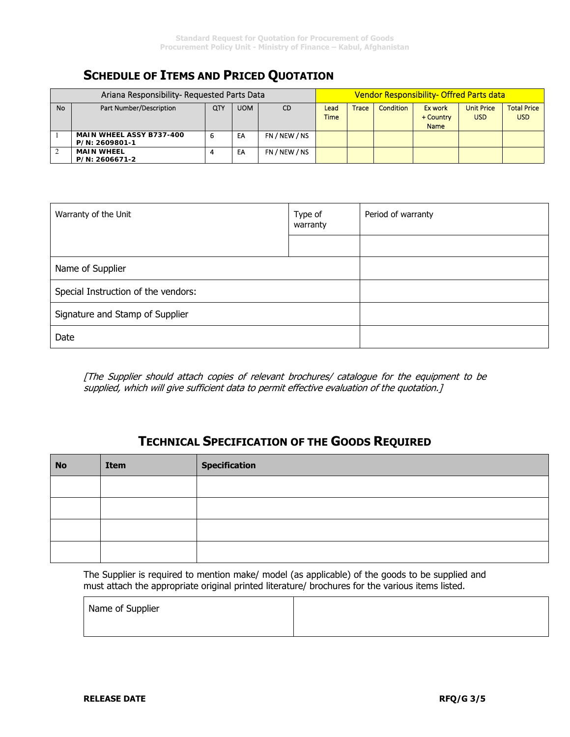## SCHEDULE OF ITEMS AND PRICED QUOTATION

| Ariana Responsibility- Requested Parts Data | | | | | Vendor Responsibility- Offred Parts data | | | | | |
|---|---|---|---|---|---|---|---|---|---|---|
| No | Part Number/Description | QTY | UOM | CD | Lead Time | Trace | Condition | Ex work + Country Name | Unit Price USD | Total Price USD |
| 1 | **MAIN WHEEL ASSY B737-400 P/N: 2609801-1** | 6 | EA | FN / NEW / NS | | | | | | |
| 2 | **MAIN WHEEL P/N: 2606671-2** | 4 | EA | FN / NEW / NS | | | | | | |

| Warranty of the Unit | Type of warranty | Period of warranty |
|---|---|---|
| | | |
| Name of Supplier | | |
| Special Instruction of the vendors: | | |
| Signature and Stamp of Supplier | | |
| Date | | |

*[The Supplier should attach copies of relevant brochures/ catalogue for the equipment to be supplied, which will give sufficient data to permit effective evaluation of the quotation.]*

## TECHNICAL SPECIFICATION OF THE GOODS REQUIRED

| No | Item | Specification |
|---|---|---|
| | | |
| | | |
| | | |
| | | |

The Supplier is required to mention make/ model (as applicable) of the goods to be supplied and must attach the appropriate original printed literature/ brochures for the various items listed.

| Name of Supplier | |
|---|---|

**RELEASE DATE**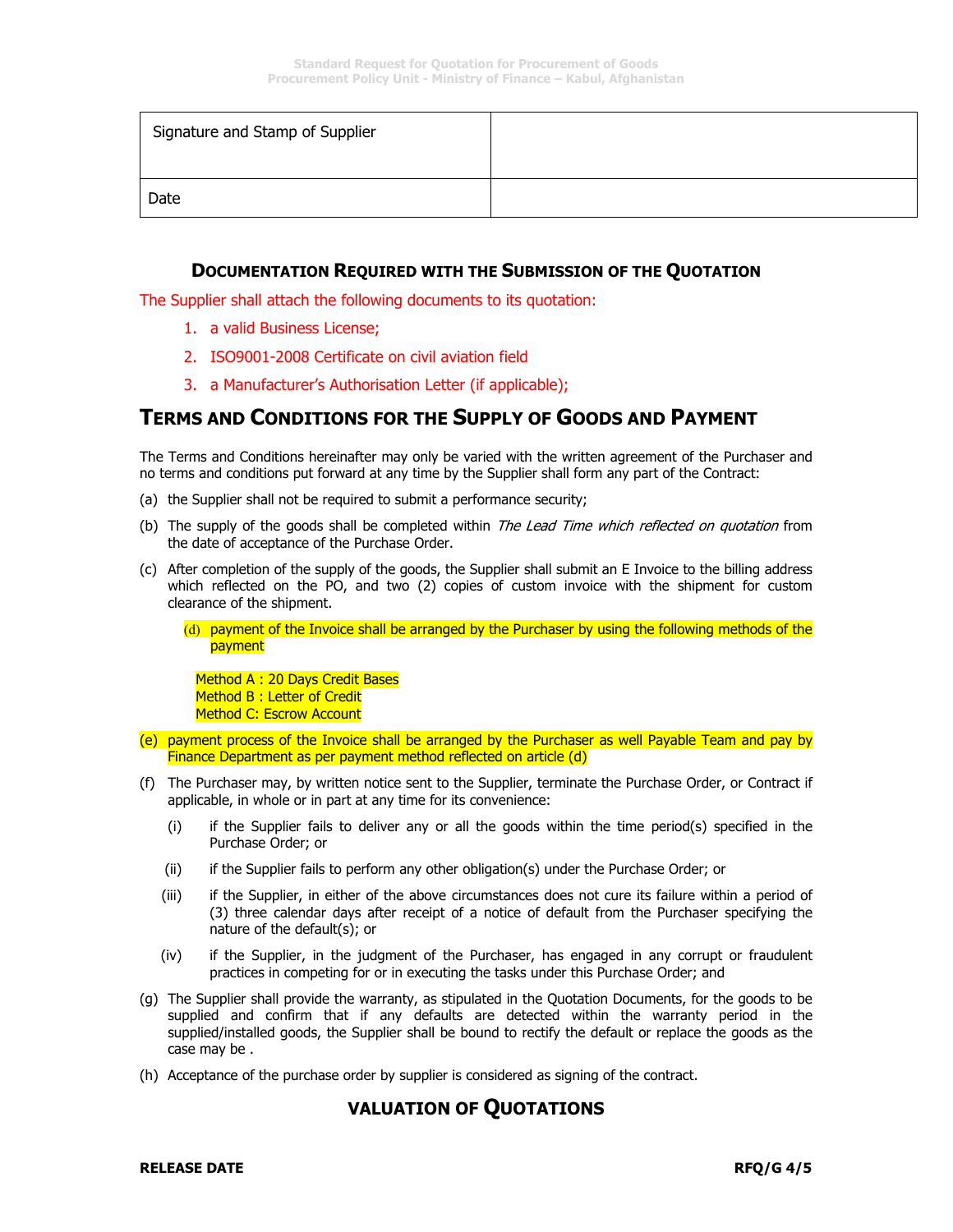| Signature and Stamp of Supplier | |
| --- | --- |
| Date | |

### DOCUMENTATION REQUIRED WITH THE SUBMISSION OF THE QUOTATION

The Supplier shall attach the following documents to its quotation:

1. a valid Business License;
2. ISO9001-2008 Certificate on civil aviation field
3. a Manufacturer's Authorisation Letter (if applicable);

## TERMS AND CONDITIONS FOR THE SUPPLY OF GOODS AND PAYMENT

The Terms and Conditions hereinafter may only be varied with the written agreement of the Purchaser and no terms and conditions put forward at any time by the Supplier shall form any part of the Contract:

(a) the Supplier shall not be required to submit a performance security;

(b) The supply of the goods shall be completed within *The Lead Time which reflected on quotation* from the date of acceptance of the Purchase Order.

(c) After completion of the supply of the goods, the Supplier shall submit an E Invoice to the billing address which reflected on the PO, and two (2) copies of custom invoice with the shipment for custom clearance of the shipment.

(d) payment of the Invoice shall be arranged by the Purchaser by using the following methods of the payment

Method A : 20 Days Credit Bases
Method B : Letter of Credit
Method C: Escrow Account

(e) payment process of the Invoice shall be arranged by the Purchaser as well Payable Team and pay by Finance Department as per payment method reflected on article (d)

(f) The Purchaser may, by written notice sent to the Supplier, terminate the Purchase Order, or Contract if applicable, in whole or in part at any time for its convenience:

(i) if the Supplier fails to deliver any or all the goods within the time period(s) specified in the Purchase Order; or

(ii) if the Supplier fails to perform any other obligation(s) under the Purchase Order; or

(iii) if the Supplier, in either of the above circumstances does not cure its failure within a period of (3) three calendar days after receipt of a notice of default from the Purchaser specifying the nature of the default(s); or

(iv) if the Supplier, in the judgment of the Purchaser, has engaged in any corrupt or fraudulent practices in competing for or in executing the tasks under this Purchase Order; and

(g) The Supplier shall provide the warranty, as stipulated in the Quotation Documents, for the goods to be supplied and confirm that if any defaults are detected within the warranty period in the supplied/installed goods, the Supplier shall be bound to rectify the default or replace the goods as the case may be .

(h) Acceptance of the purchase order by supplier is considered as signing of the contract.

## VALUATION OF QUOTATIONS

RELEASE DATE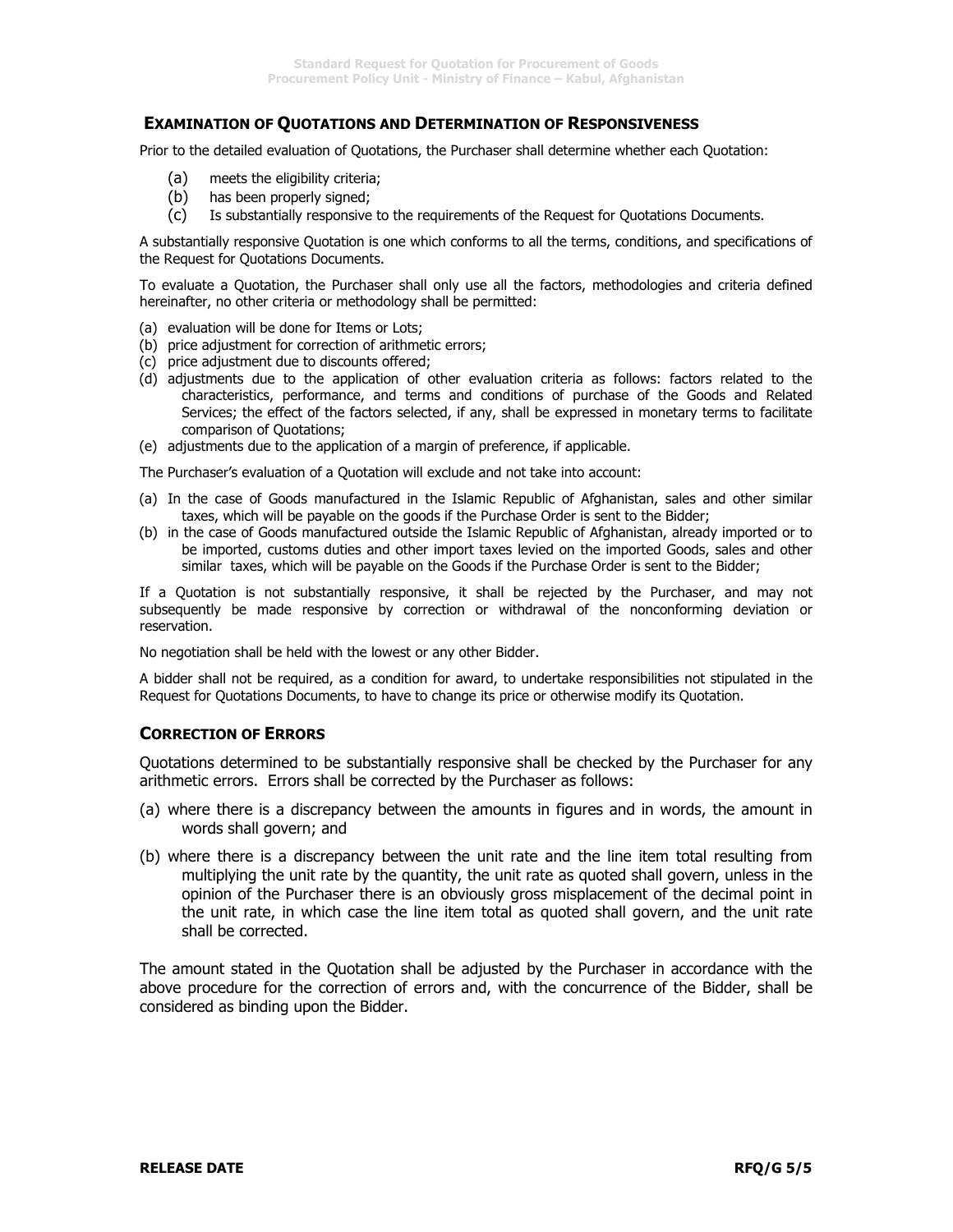## EXAMINATION OF QUOTATIONS AND DETERMINATION OF RESPONSIVENESS

Prior to the detailed evaluation of Quotations, the Purchaser shall determine whether each Quotation:

(a) meets the eligibility criteria;
(b) has been properly signed;
(c) Is substantially responsive to the requirements of the Request for Quotations Documents.

A substantially responsive Quotation is one which conforms to all the terms, conditions, and specifications of the Request for Quotations Documents.

To evaluate a Quotation, the Purchaser shall only use all the factors, methodologies and criteria defined hereinafter, no other criteria or methodology shall be permitted:

(a) evaluation will be done for Items or Lots;
(b) price adjustment for correction of arithmetic errors;
(c) price adjustment due to discounts offered;
(d) adjustments due to the application of other evaluation criteria as follows: factors related to the characteristics, performance, and terms and conditions of purchase of the Goods and Related Services; the effect of the factors selected, if any, shall be expressed in monetary terms to facilitate comparison of Quotations;
(e) adjustments due to the application of a margin of preference, if applicable.

The Purchaser's evaluation of a Quotation will exclude and not take into account:

(a) In the case of Goods manufactured in the Islamic Republic of Afghanistan, sales and other similar taxes, which will be payable on the goods if the Purchase Order is sent to the Bidder;
(b) in the case of Goods manufactured outside the Islamic Republic of Afghanistan, already imported or to be imported, customs duties and other import taxes levied on the imported Goods, sales and other similar taxes, which will be payable on the Goods if the Purchase Order is sent to the Bidder;

If a Quotation is not substantially responsive, it shall be rejected by the Purchaser, and may not subsequently be made responsive by correction or withdrawal of the nonconforming deviation or reservation.

No negotiation shall be held with the lowest or any other Bidder.

A bidder shall not be required, as a condition for award, to undertake responsibilities not stipulated in the Request for Quotations Documents, to have to change its price or otherwise modify its Quotation.

## CORRECTION OF ERRORS

Quotations determined to be substantially responsive shall be checked by the Purchaser for any arithmetic errors. Errors shall be corrected by the Purchaser as follows:

(a) where there is a discrepancy between the amounts in figures and in words, the amount in words shall govern; and

(b) where there is a discrepancy between the unit rate and the line item total resulting from multiplying the unit rate by the quantity, the unit rate as quoted shall govern, unless in the opinion of the Purchaser there is an obviously gross misplacement of the decimal point in the unit rate, in which case the line item total as quoted shall govern, and the unit rate shall be corrected.

The amount stated in the Quotation shall be adjusted by the Purchaser in accordance with the above procedure for the correction of errors and, with the concurrence of the Bidder, shall be considered as binding upon the Bidder.